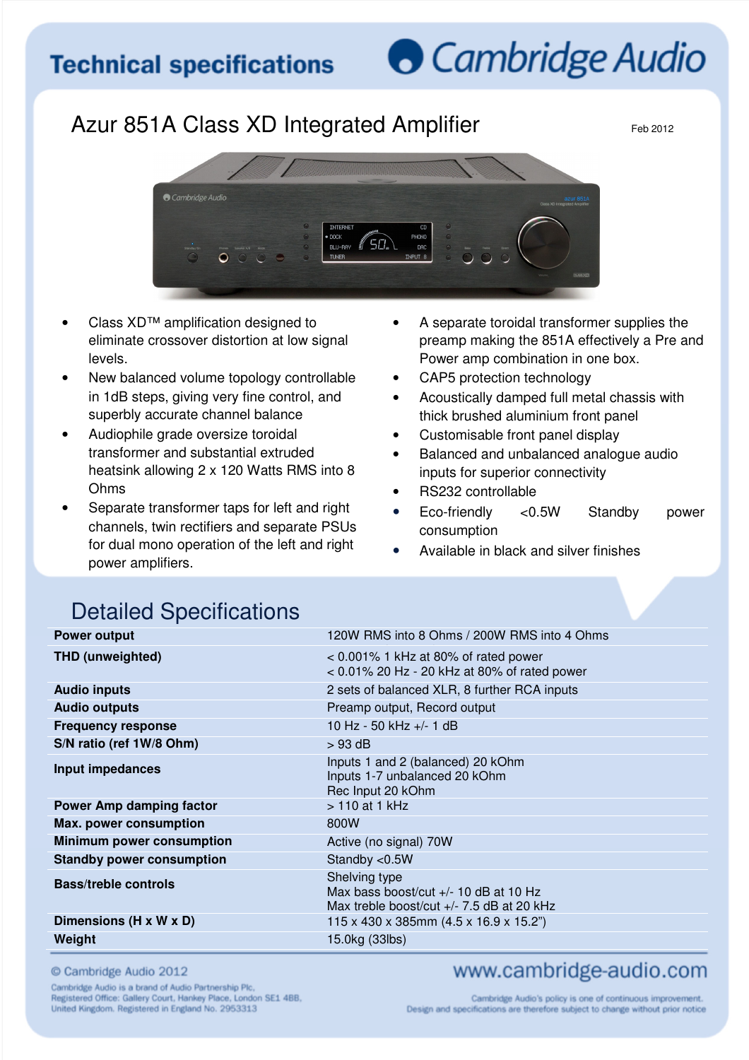# Technical specifications

Cambridge Audio

## Azur 851A Class XD Integrated Amplifier

Feb 2012

- Class XD™ amplification designed to eliminate crossover distortion at low signal levels.
- New balanced volume topology controllable in 1dB steps, giving very fine control, and superbly accurate channel balance
- Audiophile grade oversize toroidal transformer and substantial extruded heatsink allowing 2 x 120 Watts RMS into 8 Ohms
- Separate transformer taps for left and right channels, twin rectifiers and separate PSUs for dual mono operation of the left and right power amplifiers.
- A separate toroidal transformer supplies the preamp making the 851A effectively a Pre and Power amp combination in one box.
- CAP5 protection technology
- Acoustically damped full metal chassis with thick brushed aluminium front panel
- Customisable front panel display
- Balanced and unbalanced analogue audio inputs for superior connectivity
- RS232 controllable
- Eco-friendly <0.5W Standby power consumption
- Available in black and silver finishes

## Detailed Specifications

| | |
|---|---|
| **Power output** | 120W RMS into 8 Ohms / 200W RMS into 4 Ohms |
| **THD (unweighted)** | < 0.001% 1 kHz at 80% of rated power<br>< 0.01% 20 Hz - 20 kHz at 80% of rated power |
| **Audio inputs** | 2 sets of balanced XLR, 8 further RCA inputs |
| **Audio outputs** | Preamp output, Record output |
| **Frequency response** | 10 Hz - 50 kHz +/- 1 dB |
| **S/N ratio (ref 1W/8 Ohm)** | > 93 dB |
| **Input impedances** | Inputs 1 and 2 (balanced) 20 kOhm<br>Inputs 1-7 unbalanced 20 kOhm<br>Rec Input 20 kOhm |
| **Power Amp damping factor** | > 110 at 1 kHz |
| **Max. power consumption** | 800W |
| **Minimum power consumption** | Active (no signal) 70W |
| **Standby power consumption** | Standby <0.5W |
| **Bass/treble controls** | Shelving type<br>Max bass boost/cut +/- 10 dB at 10 Hz<br>Max treble boost/cut +/- 7.5 dB at 20 kHz |
| **Dimensions (H x W x D)** | 115 x 430 x 385mm (4.5 x 16.9 x 15.2") |
| **Weight** | 15.0kg (33lbs) |

© Cambridge Audio 2012

Cambridge Audio is a brand of Audio Partnership Plc, Registered Office: Gallery Court, Hankey Place, London SE1 4BB, United Kingdom. Registered in England No. 2953313

www.cambridge-audio.com

Cambridge Audio's policy is one of continuous improvement. Design and specifications are therefore subject to change without prior notice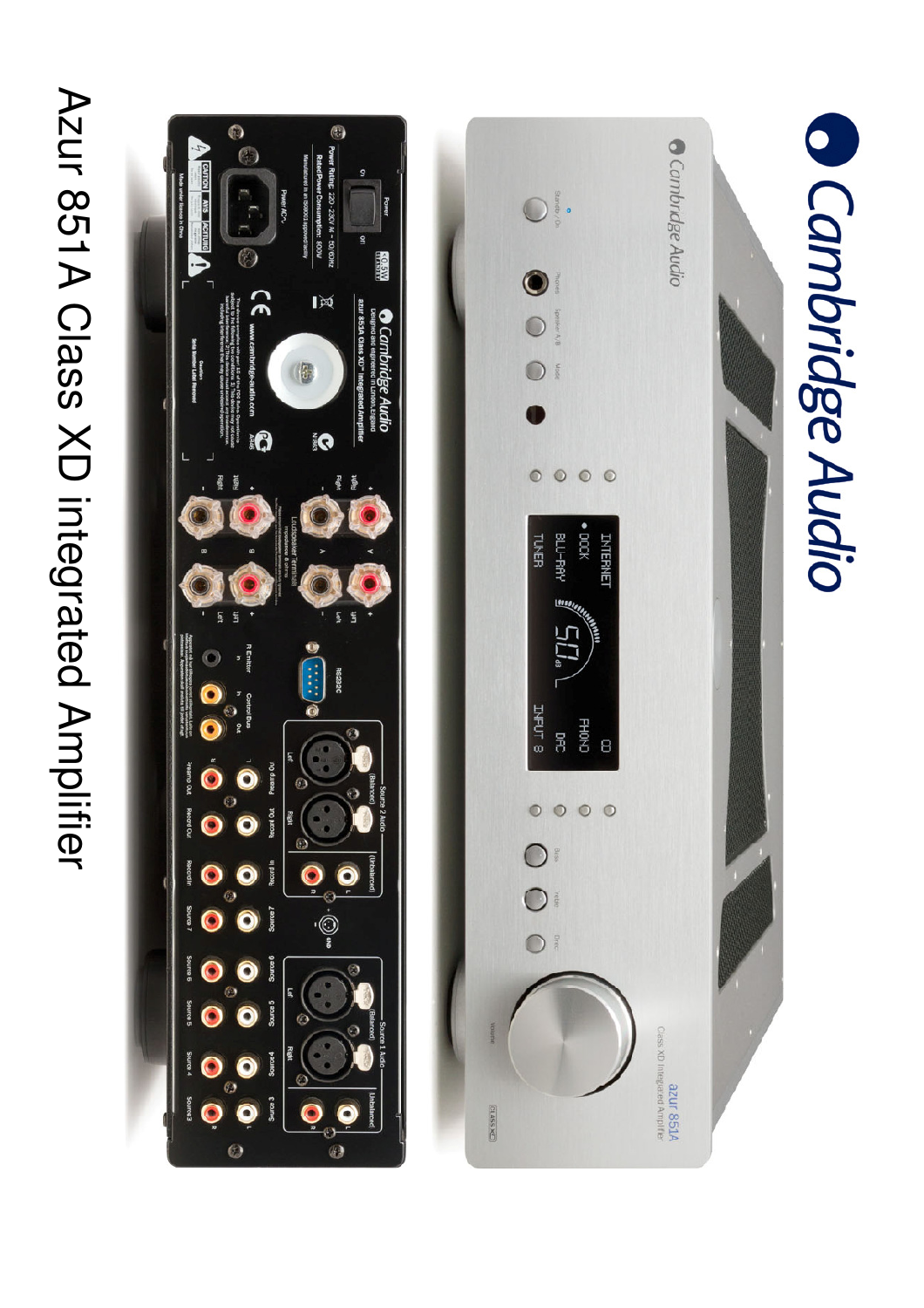# Cambridge Audio

Azur 851A Class XD integrated Amplifier